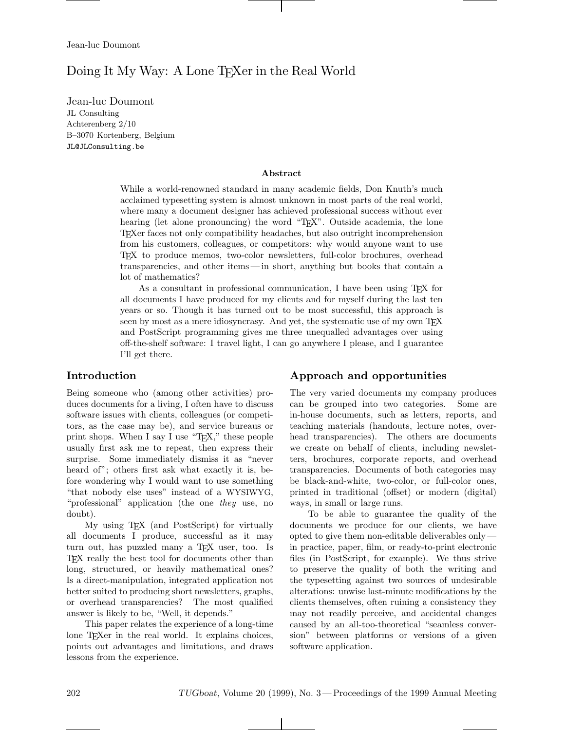# Doing It My Way: A Lone TEXer in the Real World

Jean-luc Doumont
JL Consulting
Achterenberg 2/10
B–3070 Kortenberg, Belgium
JL@JLConsulting.be

### Abstract

While a world-renowned standard in many academic fields, Don Knuth's much acclaimed typesetting system is almost unknown in most parts of the real world, where many a document designer has achieved professional success without ever hearing (let alone pronouncing) the word "TEX". Outside academia, the lone TEXer faces not only compatibility headaches, but also outright incomprehension from his customers, colleagues, or competitors: why would anyone want to use TEX to produce memos, two-color newsletters, full-color brochures, overhead transparencies, and other items — in short, anything but books that contain a lot of mathematics?

As a consultant in professional communication, I have been using TEX for all documents I have produced for my clients and for myself during the last ten years or so. Though it has turned out to be most successful, this approach is seen by most as a mere idiosyncrasy. And yet, the systematic use of my own TEX and PostScript programming gives me three unequalled advantages over using off-the-shelf software: I travel light, I can go anywhere I please, and I guarantee I'll get there.

## Introduction

Being someone who (among other activities) produces documents for a living, I often have to discuss software issues with clients, colleagues (or competitors, as the case may be), and service bureaus or print shops. When I say I use "TEX," these people usually first ask me to repeat, then express their surprise. Some immediately dismiss it as "never heard of"; others first ask what exactly it is, before wondering why I would want to use something "that nobody else uses" instead of a WYSIWYG, "professional" application (the one *they* use, no doubt).

My using TEX (and PostScript) for virtually all documents I produce, successful as it may turn out, has puzzled many a TEX user, too. Is TEX really the best tool for documents other than long, structured, or heavily mathematical ones? Is a direct-manipulation, integrated application not better suited to producing short newsletters, graphs, or overhead transparencies? The most qualified answer is likely to be, "Well, it depends."

This paper relates the experience of a long-time lone TEXer in the real world. It explains choices, points out advantages and limitations, and draws lessons from the experience.

## Approach and opportunities

The very varied documents my company produces can be grouped into two categories. Some are in-house documents, such as letters, reports, and teaching materials (handouts, lecture notes, overhead transparencies). The others are documents we create on behalf of clients, including newsletters, brochures, corporate reports, and overhead transparencies. Documents of both categories may be black-and-white, two-color, or full-color ones, printed in traditional (offset) or modern (digital) ways, in small or large runs.

To be able to guarantee the quality of the documents we produce for our clients, we have opted to give them non-editable deliverables only — in practice, paper, film, or ready-to-print electronic files (in PostScript, for example). We thus strive to preserve the quality of both the writing and the typesetting against two sources of undesirable alterations: unwise last-minute modifications by the clients themselves, often ruining a consistency they may not readily perceive, and accidental changes caused by an all-too-theoretical "seamless conversion" between platforms or versions of a given software application.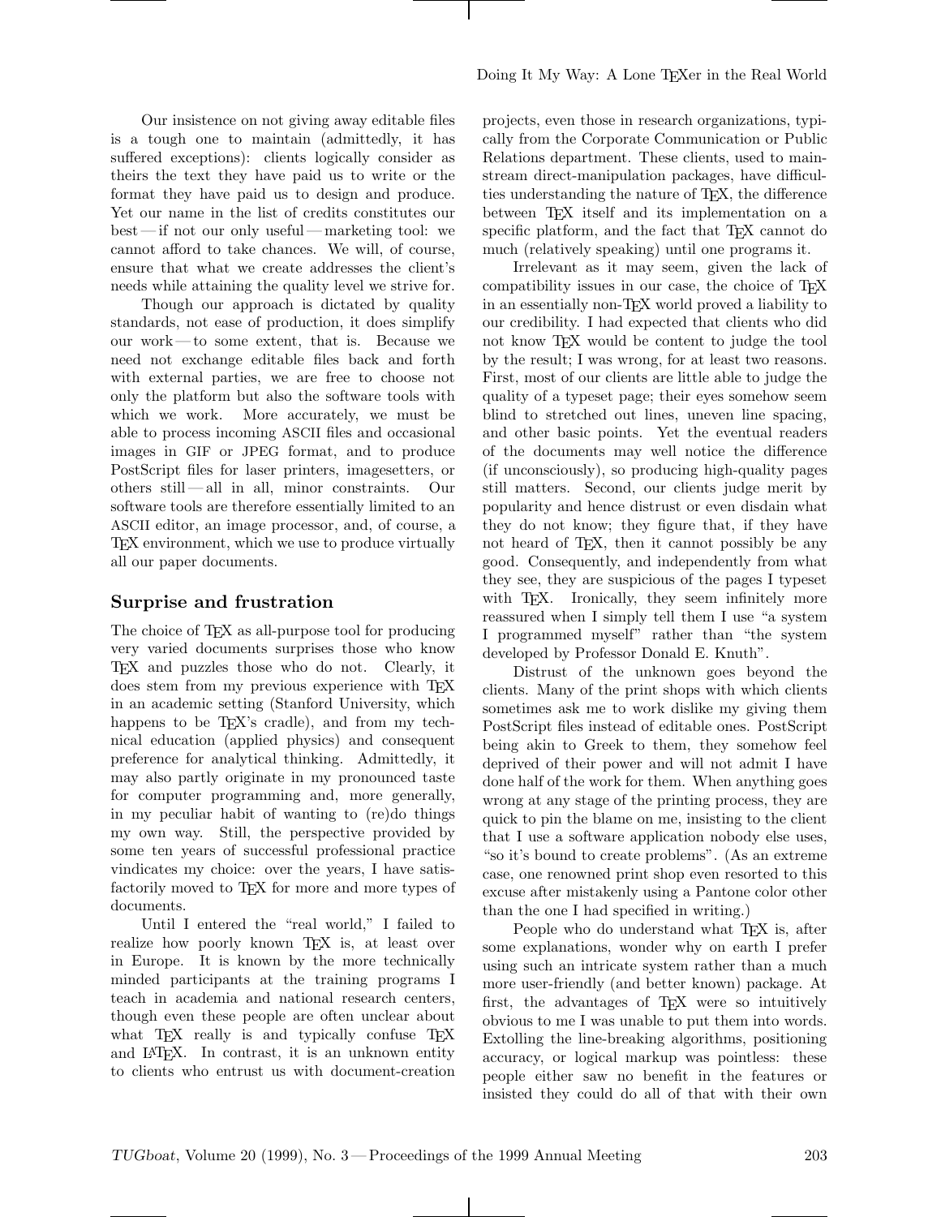Our insistence on not giving away editable files is a tough one to maintain (admittedly, it has suffered exceptions): clients logically consider as theirs the text they have paid us to write or the format they have paid us to design and produce. Yet our name in the list of credits constitutes our best — if not our only useful — marketing tool: we cannot afford to take chances. We will, of course, ensure that what we create addresses the client's needs while attaining the quality level we strive for.

Though our approach is dictated by quality standards, not ease of production, it does simplify our work — to some extent, that is. Because we need not exchange editable files back and forth with external parties, we are free to choose not only the platform but also the software tools with which we work. More accurately, we must be able to process incoming ASCII files and occasional images in GIF or JPEG format, and to produce PostScript files for laser printers, imagesetters, or others still — all in all, minor constraints. Our software tools are therefore essentially limited to an ASCII editor, an image processor, and, of course, a TeX environment, which we use to produce virtually all our paper documents.

## Surprise and frustration

The choice of TeX as all-purpose tool for producing very varied documents surprises those who know TeX and puzzles those who do not. Clearly, it does stem from my previous experience with TeX in an academic setting (Stanford University, which happens to be TeX's cradle), and from my technical education (applied physics) and consequent preference for analytical thinking. Admittedly, it may also partly originate in my pronounced taste for computer programming and, more generally, in my peculiar habit of wanting to (re)do things my own way. Still, the perspective provided by some ten years of successful professional practice vindicates my choice: over the years, I have satisfactorily moved to TeX for more and more types of documents.

Until I entered the "real world," I failed to realize how poorly known TeX is, at least over in Europe. It is known by the more technically minded participants at the training programs I teach in academia and national research centers, though even these people are often unclear about what TeX really is and typically confuse TeX and LaTeX. In contrast, it is an unknown entity to clients who entrust us with document-creation projects, even those in research organizations, typically from the Corporate Communication or Public Relations department. These clients, used to mainstream direct-manipulation packages, have difficulties understanding the nature of TeX, the difference between TeX itself and its implementation on a specific platform, and the fact that TeX cannot do much (relatively speaking) until one programs it.

Irrelevant as it may seem, given the lack of compatibility issues in our case, the choice of TeX in an essentially non-TeX world proved a liability to our credibility. I had expected that clients who did not know TeX would be content to judge the tool by the result; I was wrong, for at least two reasons. First, most of our clients are little able to judge the quality of a typeset page; their eyes somehow seem blind to stretched out lines, uneven line spacing, and other basic points. Yet the eventual readers of the documents may well notice the difference (if unconsciously), so producing high-quality pages still matters. Second, our clients judge merit by popularity and hence distrust or even disdain what they do not know; they figure that, if they have not heard of TeX, then it cannot possibly be any good. Consequently, and independently from what they see, they are suspicious of the pages I typeset with TeX. Ironically, they seem infinitely more reassured when I simply tell them I use "a system I programmed myself" rather than "the system developed by Professor Donald E. Knuth".

Distrust of the unknown goes beyond the clients. Many of the print shops with which clients sometimes ask me to work dislike my giving them PostScript files instead of editable ones. PostScript being akin to Greek to them, they somehow feel deprived of their power and will not admit I have done half of the work for them. When anything goes wrong at any stage of the printing process, they are quick to pin the blame on me, insisting to the client that I use a software application nobody else uses, "so it's bound to create problems". (As an extreme case, one renowned print shop even resorted to this excuse after mistakenly using a Pantone color other than the one I had specified in writing.)

People who do understand what TeX is, after some explanations, wonder why on earth I prefer using such an intricate system rather than a much more user-friendly (and better known) package. At first, the advantages of TeX were so intuitively obvious to me I was unable to put them into words. Extolling the line-breaking algorithms, positioning accuracy, or logical markup was pointless: these people either saw no benefit in the features or insisted they could do all of that with their own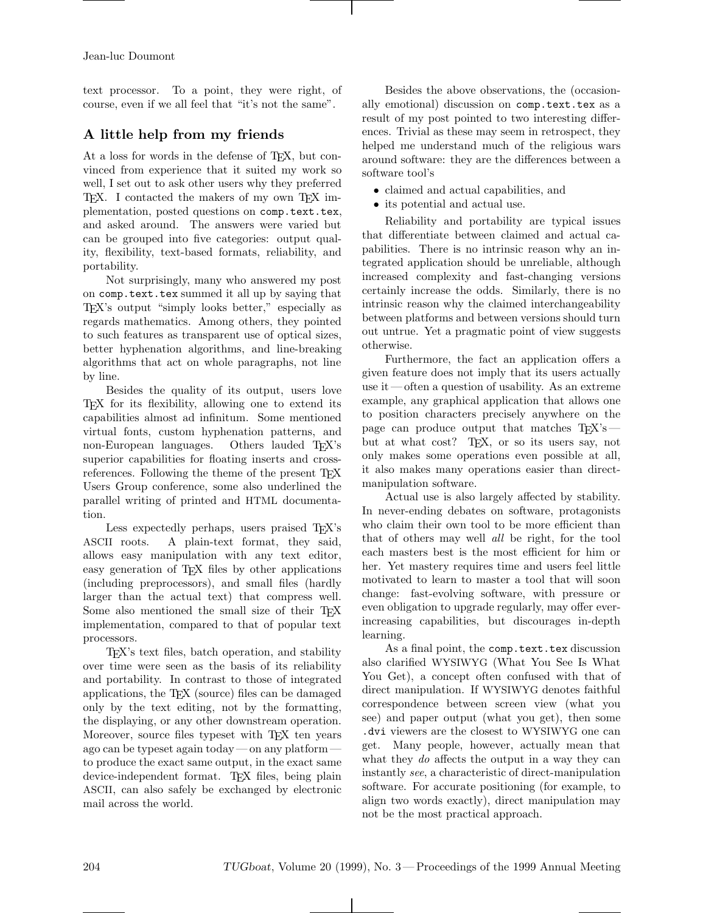text processor. To a point, they were right, of course, even if we all feel that "it's not the same".

## A little help from my friends

At a loss for words in the defense of TeX, but convinced from experience that it suited my work so well, I set out to ask other users why they preferred TeX. I contacted the makers of my own TeX implementation, posted questions on `comp.text.tex`, and asked around. The answers were varied but can be grouped into five categories: output quality, flexibility, text-based formats, reliability, and portability.

Not surprisingly, many who answered my post on `comp.text.tex` summed it all up by saying that TeX's output "simply looks better," especially as regards mathematics. Among others, they pointed to such features as transparent use of optical sizes, better hyphenation algorithms, and line-breaking algorithms that act on whole paragraphs, not line by line.

Besides the quality of its output, users love TeX for its flexibility, allowing one to extend its capabilities almost ad infinitum. Some mentioned virtual fonts, custom hyphenation patterns, and non-European languages. Others lauded TeX's superior capabilities for floating inserts and cross-references. Following the theme of the present TeX Users Group conference, some also underlined the parallel writing of printed and HTML documentation.

Less expectedly perhaps, users praised TeX's ASCII roots. A plain-text format, they said, allows easy manipulation with any text editor, easy generation of TeX files by other applications (including preprocessors), and small files (hardly larger than the actual text) that compress well. Some also mentioned the small size of their TeX implementation, compared to that of popular text processors.

TeX's text files, batch operation, and stability over time were seen as the basis of its reliability and portability. In contrast to those of integrated applications, the TeX (source) files can be damaged only by the text editing, not by the formatting, the displaying, or any other downstream operation. Moreover, source files typeset with TeX ten years ago can be typeset again today — on any platform — to produce the exact same output, in the exact same device-independent format. TeX files, being plain ASCII, can also safely be exchanged by electronic mail across the world.

Besides the above observations, the (occasionally emotional) discussion on `comp.text.tex` as a result of my post pointed to two interesting differences. Trivial as these may seem in retrospect, they helped me understand much of the religious wars around software: they are the differences between a software tool's

- claimed and actual capabilities, and
- its potential and actual use.

Reliability and portability are typical issues that differentiate between claimed and actual capabilities. There is no intrinsic reason why an integrated application should be unreliable, although increased complexity and fast-changing versions certainly increase the odds. Similarly, there is no intrinsic reason why the claimed interchangeability between platforms and between versions should turn out untrue. Yet a pragmatic point of view suggests otherwise.

Furthermore, the fact an application offers a given feature does not imply that its users actually use it — often a question of usability. As an extreme example, any graphical application that allows one to position characters precisely anywhere on the page can produce output that matches TeX's — but at what cost? TeX, or so its users say, not only makes some operations even possible at all, it also makes many operations easier than direct-manipulation software.

Actual use is also largely affected by stability. In never-ending debates on software, protagonists who claim their own tool to be more efficient than that of others may well *all* be right, for the tool each masters best is the most efficient for him or her. Yet mastery requires time and users feel little motivated to learn to master a tool that will soon change: fast-evolving software, with pressure or even obligation to upgrade regularly, may offer ever-increasing capabilities, but discourages in-depth learning.

As a final point, the `comp.text.tex` discussion also clarified WYSIWYG (What You See Is What You Get), a concept often confused with that of direct manipulation. If WYSIWYG denotes faithful correspondence between screen view (what you see) and paper output (what you get), then some `.dvi` viewers are the closest to WYSIWYG one can get. Many people, however, actually mean that what they *do* affects the output in a way they can instantly *see*, a characteristic of direct-manipulation software. For accurate positioning (for example, to align two words exactly), direct manipulation may not be the most practical approach.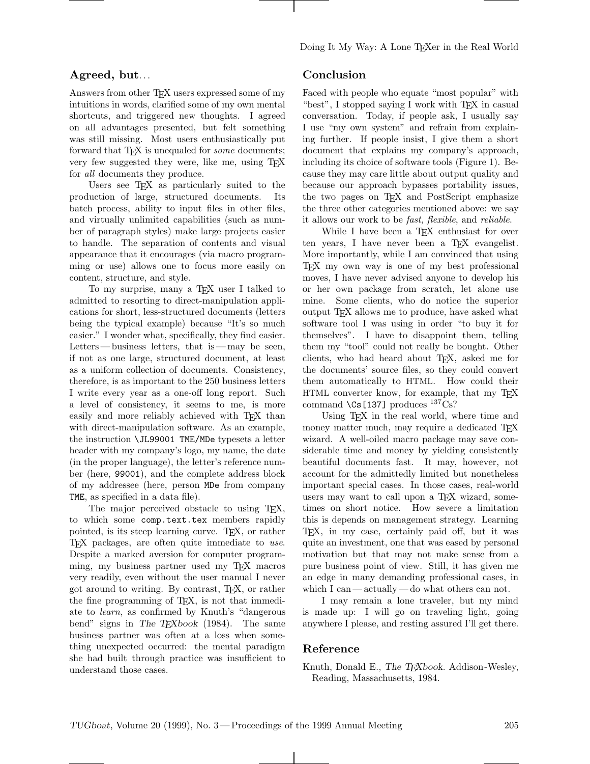## Agreed, but…

Answers from other TeX users expressed some of my intuitions in words, clarified some of my own mental shortcuts, and triggered new thoughts. I agreed on all advantages presented, but felt something was still missing. Most users enthusiastically put forward that TeX is unequaled for *some* documents; very few suggested they were, like me, using TeX for *all* documents they produce.

Users see TeX as particularly suited to the production of large, structured documents. Its batch process, ability to input files in other files, and virtually unlimited capabilities (such as number of paragraph styles) make large projects easier to handle. The separation of contents and visual appearance that it encourages (via macro programming or use) allows one to focus more easily on content, structure, and style.

To my surprise, many a TeX user I talked to admitted to resorting to direct-manipulation applications for short, less-structured documents (letters being the typical example) because "It's so much easier." I wonder what, specifically, they find easier. Letters — business letters, that is — may be seen, if not as one large, structured document, at least as a uniform collection of documents. Consistency, therefore, is as important to the 250 business letters I write every year as a one-off long report. Such a level of consistency, it seems to me, is more easily and more reliably achieved with TeX than with direct-manipulation software. As an example, the instruction `\JL99001 TME/MDe` typesets a letter header with my company's logo, my name, the date (in the proper language), the letter's reference number (here, `99001`), and the complete address block of my addressee (here, person `MDe` from company `TME`, as specified in a data file).

The major perceived obstacle to using TeX, to which some `comp.text.tex` members rapidly pointed, is its steep learning curve. TeX, or rather TeX packages, are often quite immediate to *use*. Despite a marked aversion for computer programming, my business partner used my TeX macros very readily, even without the user manual I never got around to writing. By contrast, TeX, or rather the fine programming of TeX, is not that immediate to *learn*, as confirmed by Knuth's "dangerous bend" signs in *The TeXbook* (1984). The same business partner was often at a loss when something unexpected occurred: the mental paradigm she had built through practice was insufficient to understand those cases.

## Conclusion

Faced with people who equate "most popular" with "best", I stopped saying I work with TeX in casual conversation. Today, if people ask, I usually say I use "my own system" and refrain from explaining further. If people insist, I give them a short document that explains my company's approach, including its choice of software tools (Figure 1). Because they may care little about output quality and because our approach bypasses portability issues, the two pages on TeX and PostScript emphasize the three other categories mentioned above: we say it allows our work to be *fast*, *flexible*, and *reliable*.

While I have been a TeX enthusiast for over ten years, I have never been a TeX evangelist. More importantly, while I am convinced that using TeX my own way is one of my best professional moves, I have never advised anyone to develop his or her own package from scratch, let alone use mine. Some clients, who do notice the superior output TeX allows me to produce, have asked what software tool I was using in order "to buy it for themselves". I have to disappoint them, telling them my "tool" could not really be bought. Other clients, who had heard about TeX, asked me for the documents' source files, so they could convert them automatically to HTML. How could their HTML converter know, for example, that my TeX command `\Cs[137]` produces $^{137}$Cs?

Using TeX in the real world, where time and money matter much, may require a dedicated TeX wizard. A well-oiled macro package may save considerable time and money by yielding consistently beautiful documents fast. It may, however, not account for the admittedly limited but nonetheless important special cases. In those cases, real-world users may want to call upon a TeX wizard, sometimes on short notice. How severe a limitation this is depends on management strategy. Learning TeX, in my case, certainly paid off, but it was quite an investment, one that was eased by personal motivation but that may not make sense from a pure business point of view. Still, it has given me an edge in many demanding professional cases, in which I can — actually — do what others can not.

I may remain a lone traveler, but my mind is made up: I will go on traveling light, going anywhere I please, and resting assured I'll get there.

## Reference

Knuth, Donald E., *The TeXbook*. Addison-Wesley, Reading, Massachusetts, 1984.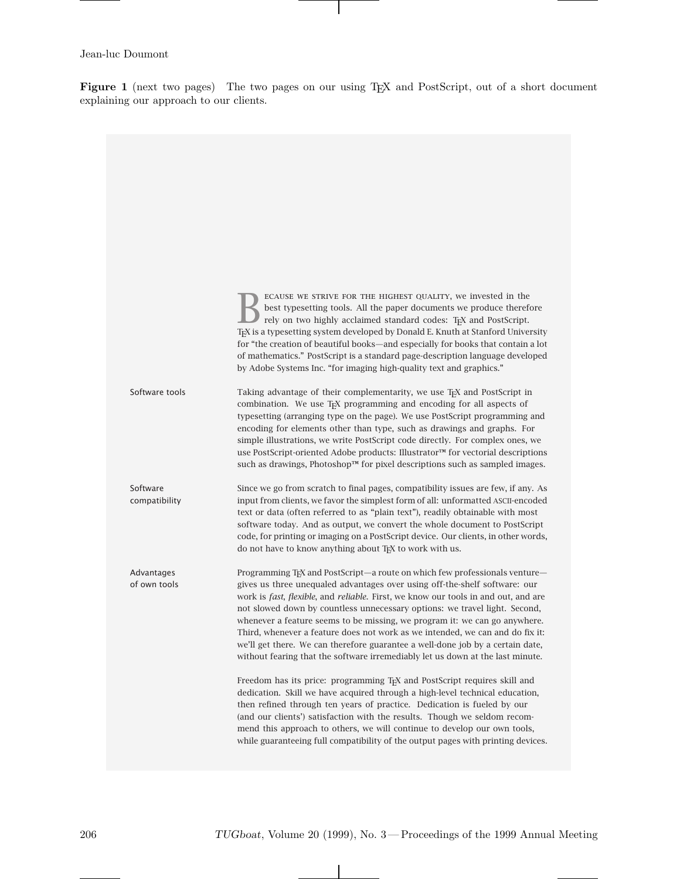**Figure 1** (next two pages) The two pages on our using TEX and PostScript, out of a short document explaining our approach to our clients.

BECAUSE WE STRIVE FOR THE HIGHEST QUALITY, we invested in the best typesetting tools. All the paper documents we produce therefore rely on two highly acclaimed standard codes: TEX and PostScript. TEX is a typesetting system developed by Donald E. Knuth at Stanford University for "the creation of beautiful books—and especially for books that contain a lot of mathematics." PostScript is a standard page-description language developed by Adobe Systems Inc. "for imaging high-quality text and graphics."

**Software tools**

Taking advantage of their complementarity, we use TEX and PostScript in combination. We use TEX programming and encoding for all aspects of typesetting (arranging type on the page). We use PostScript programming and encoding for elements other than type, such as drawings and graphs. For simple illustrations, we write PostScript code directly. For complex ones, we use PostScript-oriented Adobe products: Illustrator™ for vectorial descriptions such as drawings, Photoshop™ for pixel descriptions such as sampled images.

**Software compatibility**

Since we go from scratch to final pages, compatibility issues are few, if any. As input from clients, we favor the simplest form of all: unformatted ASCII-encoded text or data (often referred to as "plain text"), readily obtainable with most software today. And as output, we convert the whole document to PostScript code, for printing or imaging on a PostScript device. Our clients, in other words, do not have to know anything about TEX to work with us.

**Advantages of own tools**

Programming TEX and PostScript—a route on which few professionals venture—gives us three unequaled advantages over using off-the-shelf software: our work is *fast*, *flexible*, and *reliable*. First, we know our tools in and out, and are not slowed down by countless unnecessary options: we travel light. Second, whenever a feature seems to be missing, we program it: we can go anywhere. Third, whenever a feature does not work as we intended, we can and do fix it: we'll get there. We can therefore guarantee a well-done job by a certain date, without fearing that the software irremediably let us down at the last minute.

Freedom has its price: programming TEX and PostScript requires skill and dedication. Skill we have acquired through a high-level technical education, then refined through ten years of practice. Dedication is fueled by our (and our clients') satisfaction with the results. Though we seldom recommend this approach to others, we will continue to develop our own tools, while guaranteeing full compatibility of the output pages with printing devices.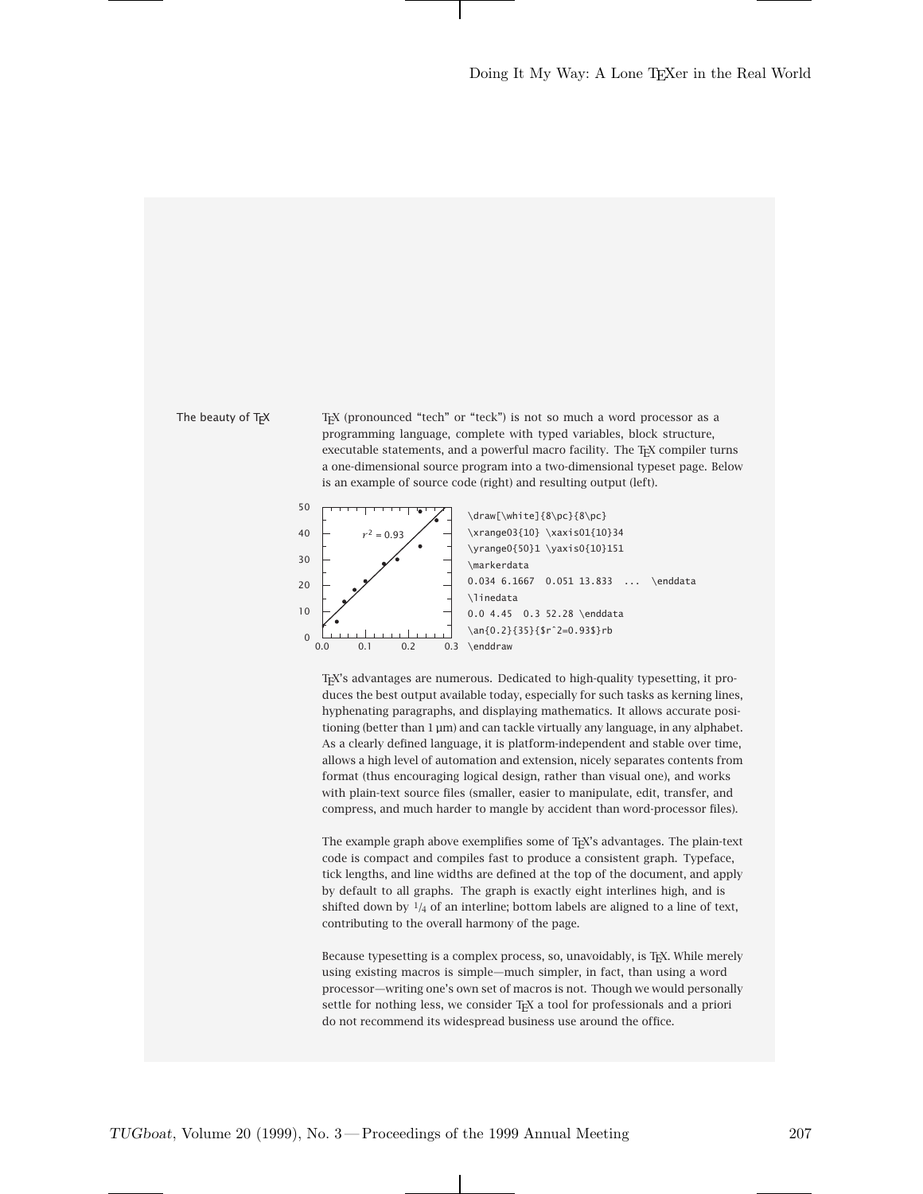## The beauty of TEX

TEX (pronounced "tech" or "teck") is not so much a word processor as a programming language, complete with typed variables, block structure, executable statements, and a powerful macro facility. The TEX compiler turns a one-dimensional source program into a two-dimensional typeset page. Below is an example of source code (right) and resulting output (left).

50
40
30
20
10
0
0.0 0.1 0.2 0.3
$r^2 = 0.93$

```
\draw[\white]{8\pc}{8\pc}
\xrange03{10} \xaxis01{10}34
\yrange0{50}1 \yaxis0{10}151
\markerdata
0.034 6.1667  0.051 13.833  ...  \enddata
\linedata
0.0 4.45  0.3 52.28 \enddata
\an{0.2}{35}{$r^2=0.93$}rb
\enddraw
```

TEX's advantages are numerous. Dedicated to high-quality typesetting, it produces the best output available today, especially for such tasks as kerning lines, hyphenating paragraphs, and displaying mathematics. It allows accurate positioning (better than 1 µm) and can tackle virtually any language, in any alphabet. As a clearly defined language, it is platform-independent and stable over time, allows a high level of automation and extension, nicely separates contents from format (thus encouraging logical design, rather than visual one), and works with plain-text source files (smaller, easier to manipulate, edit, transfer, and compress, and much harder to mangle by accident than word-processor files).

The example graph above exemplifies some of TEX's advantages. The plain-text code is compact and compiles fast to produce a consistent graph. Typeface, tick lengths, and line widths are defined at the top of the document, and apply by default to all graphs. The graph is exactly eight interlines high, and is shifted down by 1/4 of an interline; bottom labels are aligned to a line of text, contributing to the overall harmony of the page.

Because typesetting is a complex process, so, unavoidably, is TEX. While merely using existing macros is simple—much simpler, in fact, than using a word processor—writing one's own set of macros is not. Though we would personally settle for nothing less, we consider TEX a tool for professionals and a priori do not recommend its widespread business use around the office.